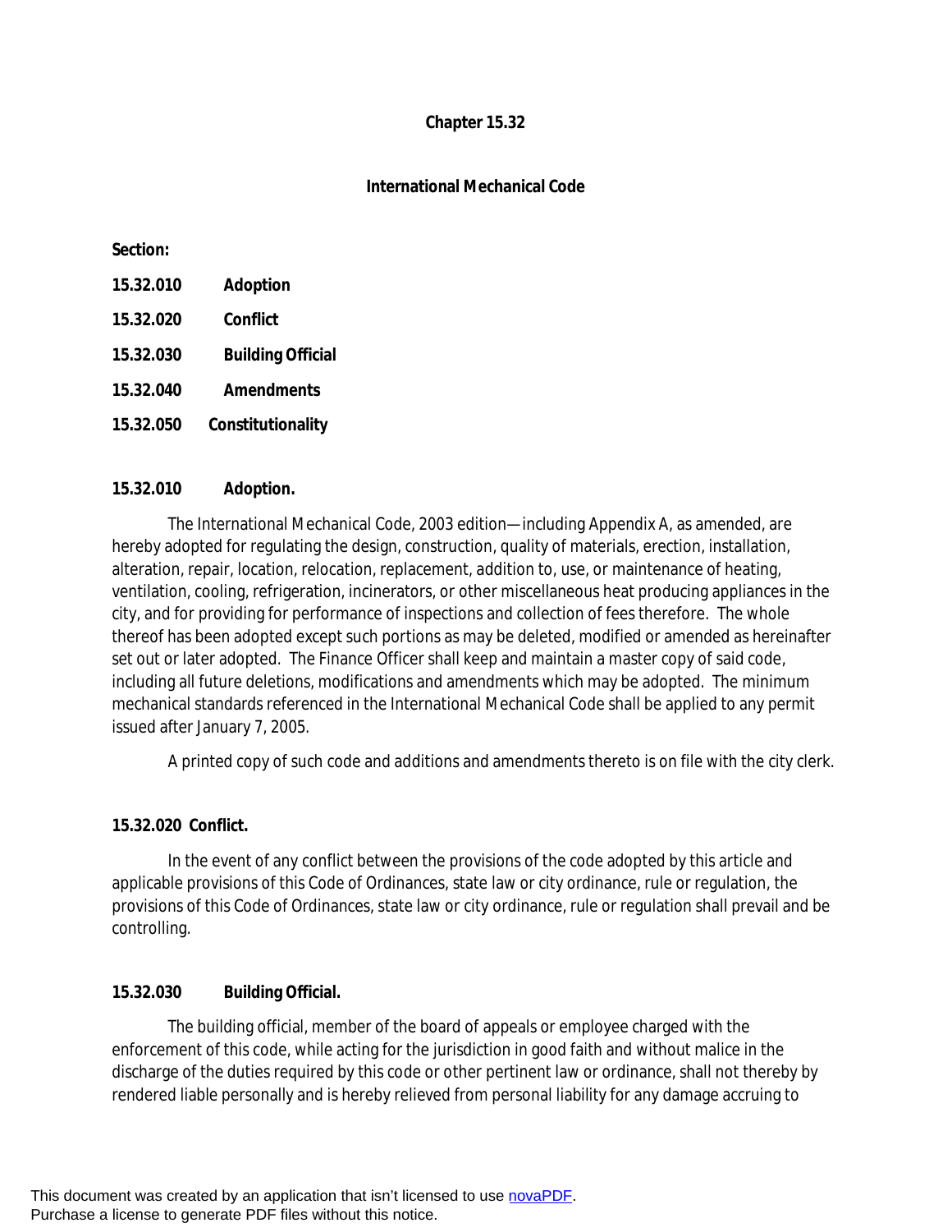# Chapter 15.32

## International Mechanical Code

**Section:**

**15.32.010 Adoption**

**15.32.020 Conflict**

**15.32.030 Building Official**

**15.32.040 Amendments**

**15.32.050 Constitutionality**

### 15.32.010 Adoption.

The International Mechanical Code, 2003 edition—including Appendix A, as amended, are hereby adopted for regulating the design, construction, quality of materials, erection, installation, alteration, repair, location, relocation, replacement, addition to, use, or maintenance of heating, ventilation, cooling, refrigeration, incinerators, or other miscellaneous heat producing appliances in the city, and for providing for performance of inspections and collection of fees therefore. The whole thereof has been adopted except such portions as may be deleted, modified or amended as hereinafter set out or later adopted. The Finance Officer shall keep and maintain a master copy of said code, including all future deletions, modifications and amendments which may be adopted. The minimum mechanical standards referenced in the International Mechanical Code shall be applied to any permit issued after January 7, 2005.

A printed copy of such code and additions and amendments thereto is on file with the city clerk.

### 15.32.020 Conflict.

In the event of any conflict between the provisions of the code adopted by this article and applicable provisions of this Code of Ordinances, state law or city ordinance, rule or regulation, the provisions of this Code of Ordinances, state law or city ordinance, rule or regulation shall prevail and be controlling.

### 15.32.030 Building Official.

The building official, member of the board of appeals or employee charged with the enforcement of this code, while acting for the jurisdiction in good faith and without malice in the discharge of the duties required by this code or other pertinent law or ordinance, shall not thereby by rendered liable personally and is hereby relieved from personal liability for any damage accruing to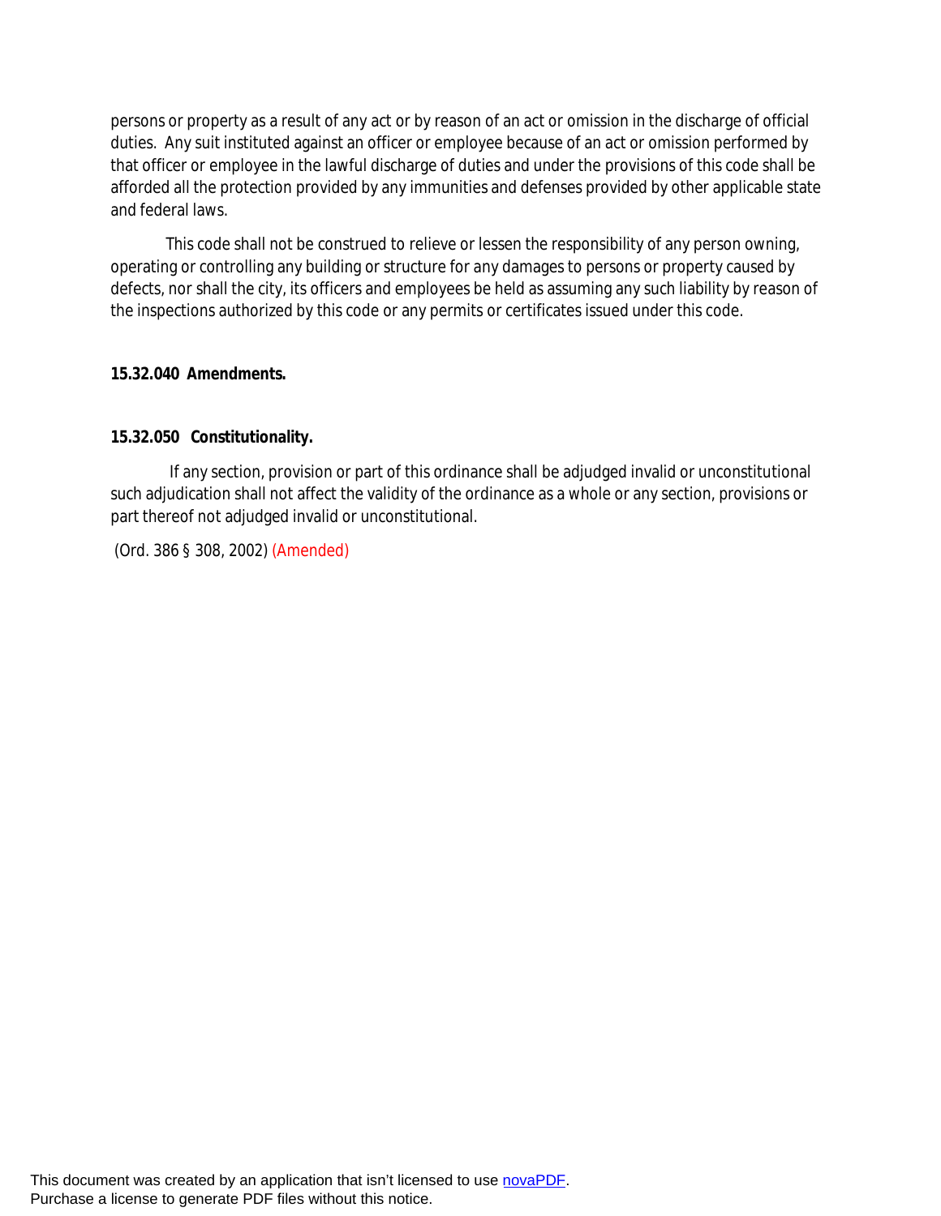persons or property as a result of any act or by reason of an act or omission in the discharge of official duties. Any suit instituted against an officer or employee because of an act or omission performed by that officer or employee in the lawful discharge of duties and under the provisions of this code shall be afforded all the protection provided by any immunities and defenses provided by other applicable state and federal laws.

This code shall not be construed to relieve or lessen the responsibility of any person owning, operating or controlling any building or structure for any damages to persons or property caused by defects, nor shall the city, its officers and employees be held as assuming any such liability by reason of the inspections authorized by this code or any permits or certificates issued under this code.

**15.32.040 Amendments.**

**15.32.050 Constitutionality.**

If any section, provision or part of this ordinance shall be adjudged invalid or unconstitutional such adjudication shall not affect the validity of the ordinance as a whole or any section, provisions or part thereof not adjudged invalid or unconstitutional.

(Ord. 386 § 308, 2002) (Amended)